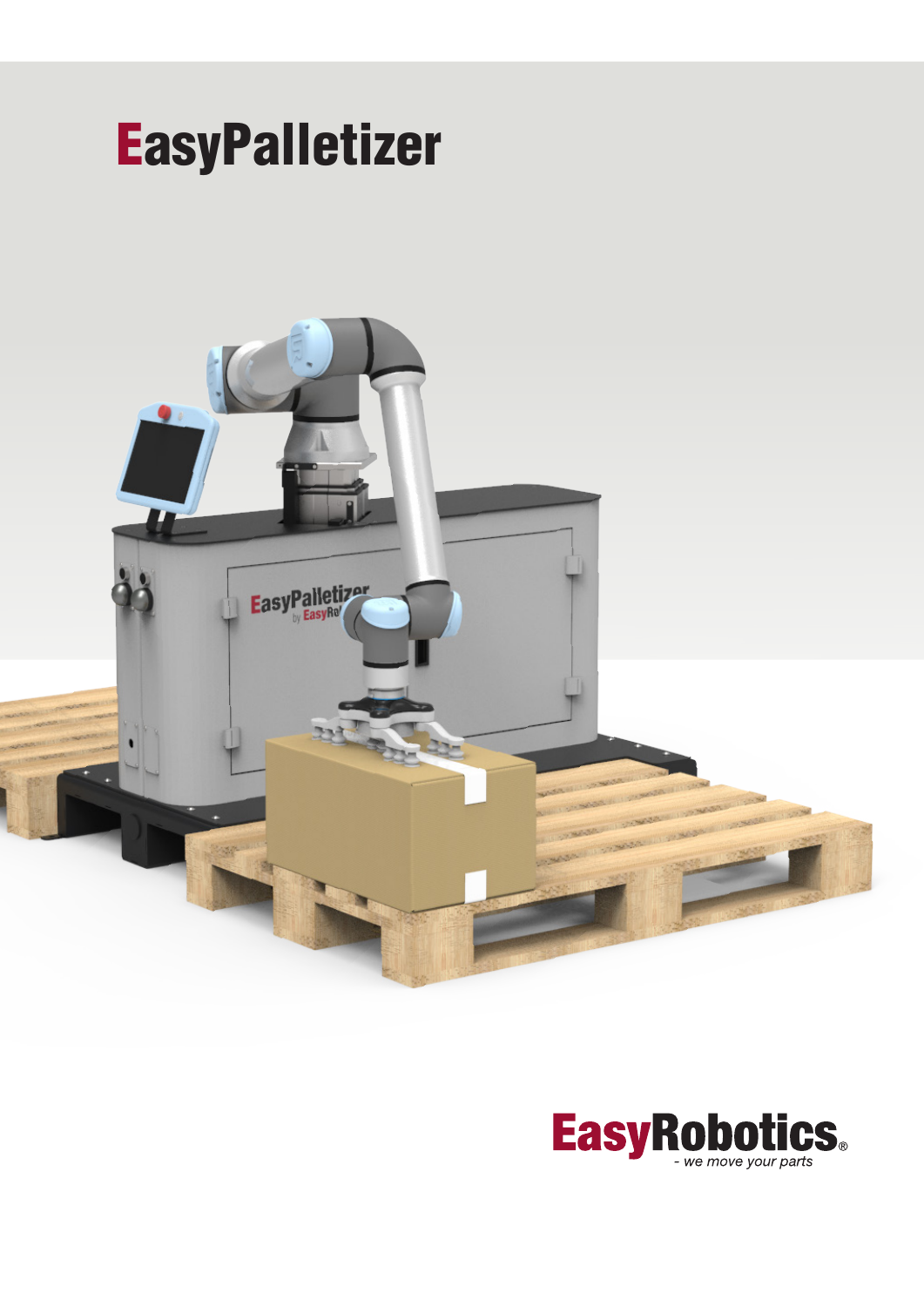# EasyPalletizer

EasyRobotics
*- we move your parts*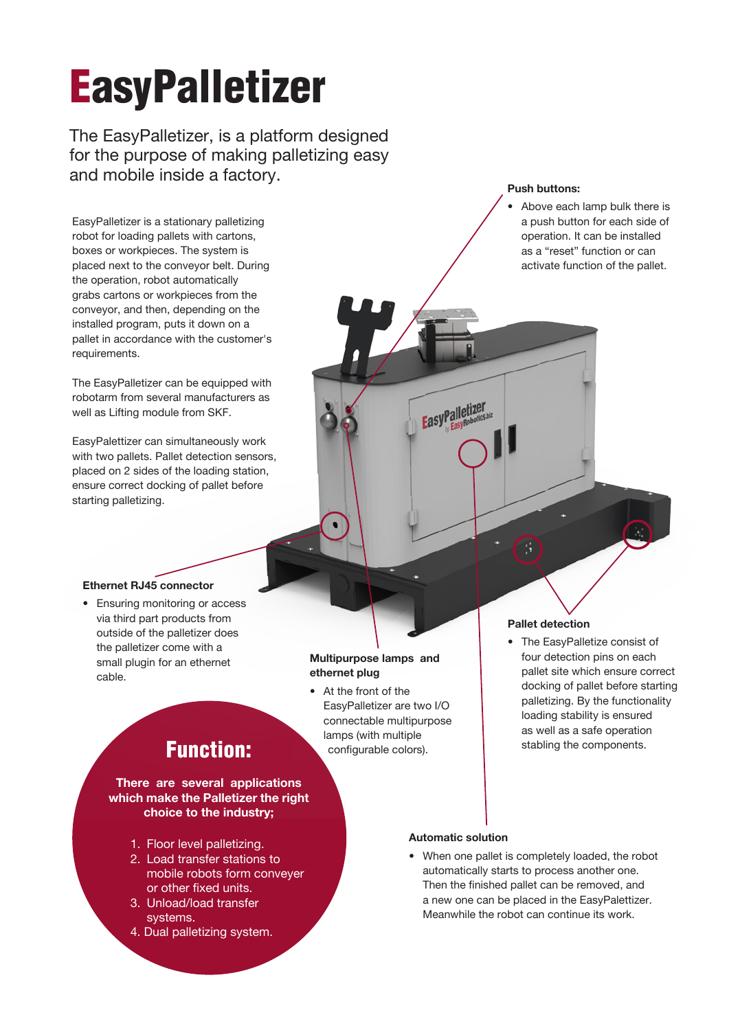# EasyPalletizer

The EasyPalletizer, is a platform designed for the purpose of making palletizing easy and mobile inside a factory.

EasyPalletizer is a stationary palletizing robot for loading pallets with cartons, boxes or workpieces. The system is placed next to the conveyor belt. During the operation, robot automatically grabs cartons or workpieces from the conveyor, and then, depending on the installed program, puts it down on a pallet in accordance with the customer's requirements.

The EasyPalletizer can be equipped with robotarm from several manufacturers as well as Lifting module from SKF.

EasyPalettizer can simultaneously work with two pallets. Pallet detection sensors, placed on 2 sides of the loading station, ensure correct docking of pallet before starting palletizing.

**Push buttons:**

- Above each lamp bulk there is a push button for each side of operation. It can be installed as a "reset" function or can activate function of the pallet.

**Ethernet RJ45 connector**

- Ensuring monitoring or access via third part products from outside of the palletizer does the palletizer come with a small plugin for an ethernet cable.

**Multipurpose lamps and ethernet plug**

- At the front of the EasyPalletizer are two I/O connectable multipurpose lamps (with multiple configurable colors).

**Pallet detection**

- The EasyPalletize consist of four detection pins on each pallet site which ensure correct docking of pallet before starting palletizing. By the functionality loading stability is ensured as well as a safe operation stabling the components.

## Function:

**There are several applications which make the Palletizer the right choice to the industry;**

1. Floor level palletizing.
2. Load transfer stations to mobile robots form conveyer or other fixed units.
3. Unload/load transfer systems.
4. Dual palletizing system.

**Automatic solution**

- When one pallet is completely loaded, the robot automatically starts to process another one. Then the finished pallet can be removed, and a new one can be placed in the EasyPalettizer. Meanwhile the robot can continue its work.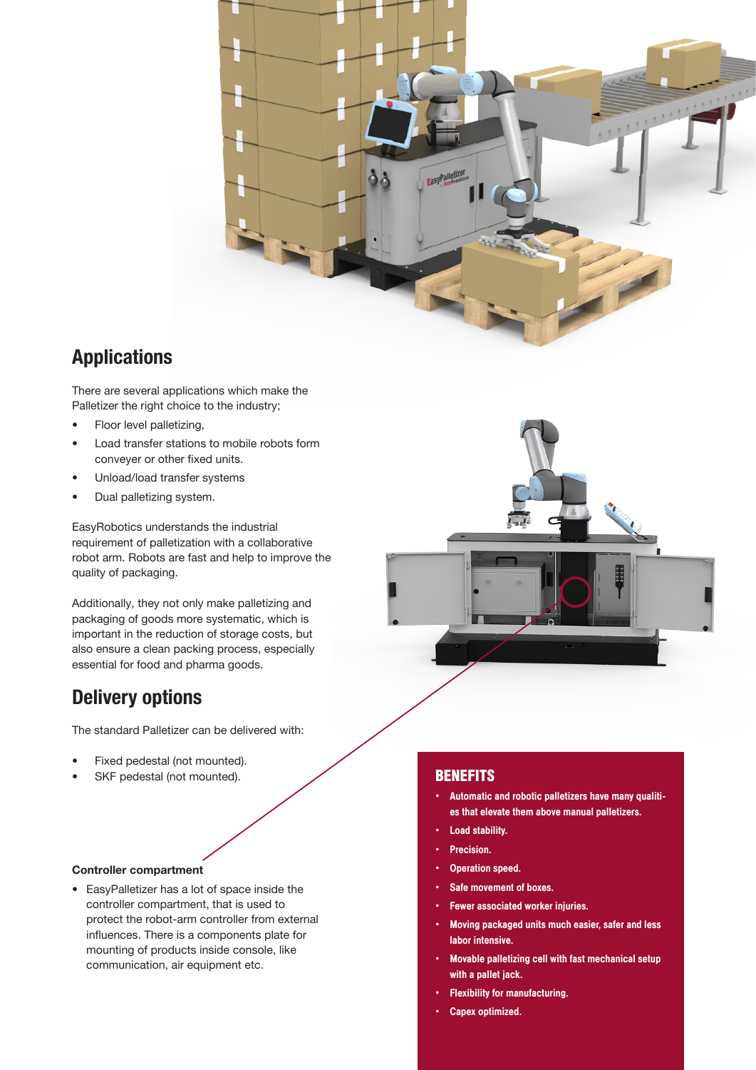## Applications

There are several applications which make the Palletizer the right choice to the industry;

- Floor level palletizing,
- Load transfer stations to mobile robots form conveyer or other fixed units.
- Unload/load transfer systems
- Dual palletizing system.

EasyRobotics understands the industrial requirement of palletization with a collaborative robot arm. Robots are fast and help to improve the quality of packaging.

Additionally, they not only make palletizing and packaging of goods more systematic, which is important in the reduction of storage costs, but also ensure a clean packing process, especially essential for food and pharma goods.

## Delivery options

The standard Palletizer can be delivered with:

- Fixed pedestal (not mounted).
- SKF pedestal (not mounted).

**Controller compartment**

- EasyPalletizer has a lot of space inside the controller compartment, that is used to protect the robot-arm controller from external influences. There is a components plate for mounting of products inside console, like communication, air equipment etc.

## BENEFITS

- **Automatic and robotic palletizers have many qualities that elevate them above manual palletizers.**
- **Load stability.**
- **Precision.**
- **Operation speed.**
- **Safe movement of boxes.**
- **Fewer associated worker injuries.**
- **Moving packaged units much easier, safer and less labor intensive.**
- **Movable palletizing cell with fast mechanical setup with a pallet jack.**
- **Flexibility for manufacturing.**
- **Capex optimized.**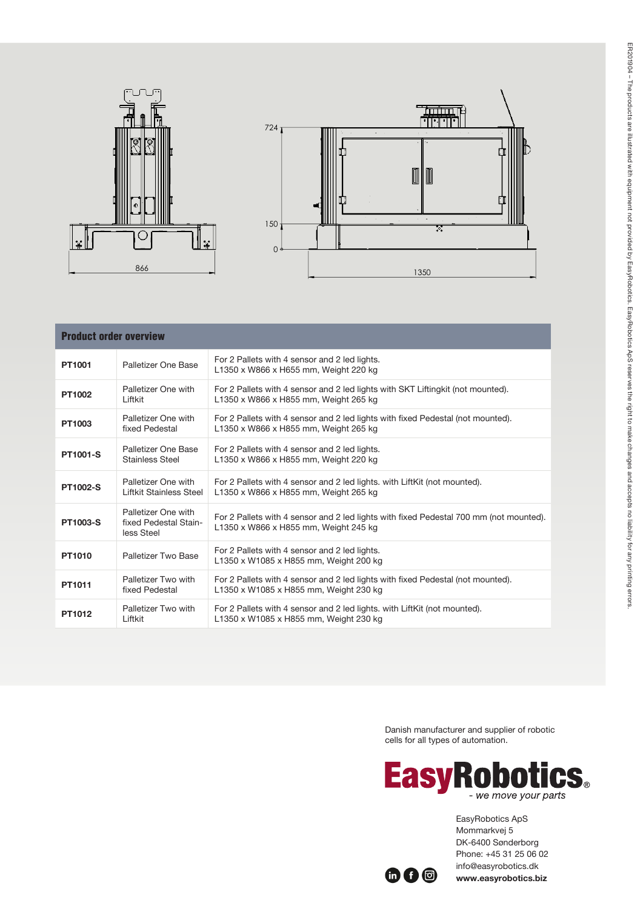866

724

150

0

1350

## Product order overview

| | | |
|---|---|---|
| **PT1001** | Palletizer One Base | For 2 Pallets with 4 sensor and 2 led lights.<br>L1350 x W866 x H655 mm, Weight 220 kg |
| **PT1002** | Palletizer One with Liftkit | For 2 Pallets with 4 sensor and 2 led lights with SKT Liftingkit (not mounted).<br>L1350 x W866 x H855 mm, Weight 265 kg |
| **PT1003** | Palletizer One with fixed Pedestal | For 2 Pallets with 4 sensor and 2 led lights with fixed Pedestal (not mounted).<br>L1350 x W866 x H855 mm, Weight 265 kg |
| **PT1001-S** | Palletizer One Base Stainless Steel | For 2 Pallets with 4 sensor and 2 led lights.<br>L1350 x W866 x H855 mm, Weight 220 kg |
| **PT1002-S** | Palletizer One with Liftkit Stainless Steel | For 2 Pallets with 4 sensor and 2 led lights. with LiftKit (not mounted).<br>L1350 x W866 x H855 mm, Weight 265 kg |
| **PT1003-S** | Palletizer One with fixed Pedestal Stainless Steel | For 2 Pallets with 4 sensor and 2 led lights with fixed Pedestal 700 mm (not mounted).<br>L1350 x W866 x H855 mm, Weight 245 kg |
| **PT1010** | Palletizer Two Base | For 2 Pallets with 4 sensor and 2 led lights.<br>L1350 x W1085 x H855 mm, Weight 200 kg |
| **PT1011** | Palletizer Two with fixed Pedestal | For 2 Pallets with 4 sensor and 2 led lights with fixed Pedestal (not mounted).<br>L1350 x W1085 x H855 mm, Weight 230 kg |
| **PT1012** | Palletizer Two with Liftkit | For 2 Pallets with 4 sensor and 2 led lights. with LiftKit (not mounted).<br>L1350 x W1085 x H855 mm, Weight 230 kg |

ER201904 – The products are illustrated with equipment not provided by EasyRobotics. EasyRobotics ApS reserves the right to make changes and accepts no liability for any printing errors.

Danish manufacturer and supplier of robotic cells for all types of automation.

**EasyRobotics®**
*- we move your parts*

EasyRobotics ApS
Mommarkvej 5
DK-6400 Sønderborg
Phone: +45 31 25 06 02
info@easyrobotics.dk
**www.easyrobotics.biz**